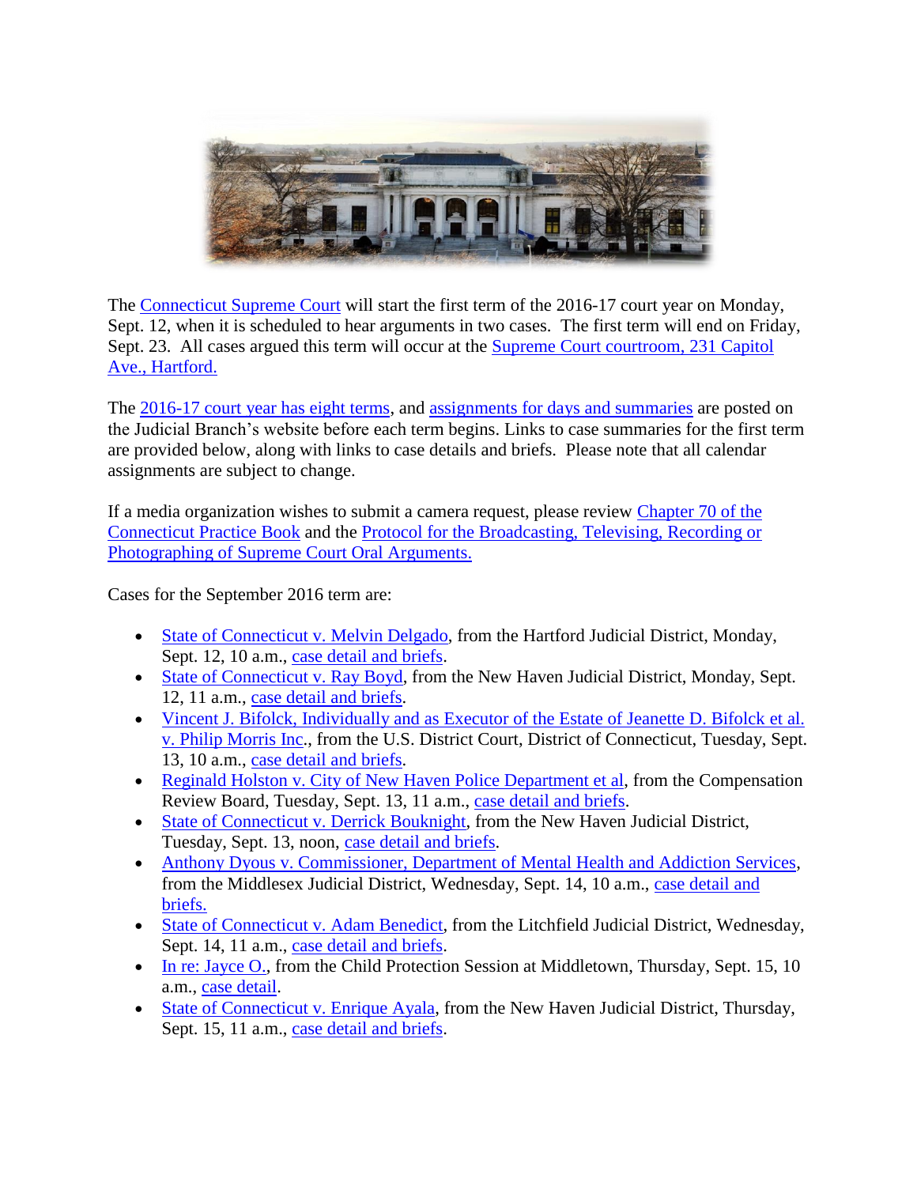The Connecticut Supreme Court will start the first term of the 2016-17 court year on Monday, Sept. 12, when it is scheduled to hear arguments in two cases. The first term will end on Friday, Sept. 23. All cases argued this term will occur at the Supreme Court courtroom, 231 Capitol Ave., Hartford.

The 2016-17 court year has eight terms, and assignments for days and summaries are posted on the Judicial Branch's website before each term begins. Links to case summaries for the first term are provided below, along with links to case details and briefs. Please note that all calendar assignments are subject to change.

If a media organization wishes to submit a camera request, please review Chapter 70 of the Connecticut Practice Book and the Protocol for the Broadcasting, Televising, Recording or Photographing of Supreme Court Oral Arguments.

Cases for the September 2016 term are:

- State of Connecticut v. Melvin Delgado, from the Hartford Judicial District, Monday, Sept. 12, 10 a.m., case detail and briefs.
- State of Connecticut v. Ray Boyd, from the New Haven Judicial District, Monday, Sept. 12, 11 a.m., case detail and briefs.
- Vincent J. Bifolck, Individually and as Executor of the Estate of Jeanette D. Bifolck et al. v. Philip Morris Inc., from the U.S. District Court, District of Connecticut, Tuesday, Sept. 13, 10 a.m., case detail and briefs.
- Reginald Holston v. City of New Haven Police Department et al, from the Compensation Review Board, Tuesday, Sept. 13, 11 a.m., case detail and briefs.
- State of Connecticut v. Derrick Bouknight, from the New Haven Judicial District, Tuesday, Sept. 13, noon, case detail and briefs.
- Anthony Dyous v. Commissioner, Department of Mental Health and Addiction Services, from the Middlesex Judicial District, Wednesday, Sept. 14, 10 a.m., case detail and briefs.
- State of Connecticut v. Adam Benedict, from the Litchfield Judicial District, Wednesday, Sept. 14, 11 a.m., case detail and briefs.
- In re: Jayce O., from the Child Protection Session at Middletown, Thursday, Sept. 15, 10 a.m., case detail.
- State of Connecticut v. Enrique Ayala, from the New Haven Judicial District, Thursday, Sept. 15, 11 a.m., case detail and briefs.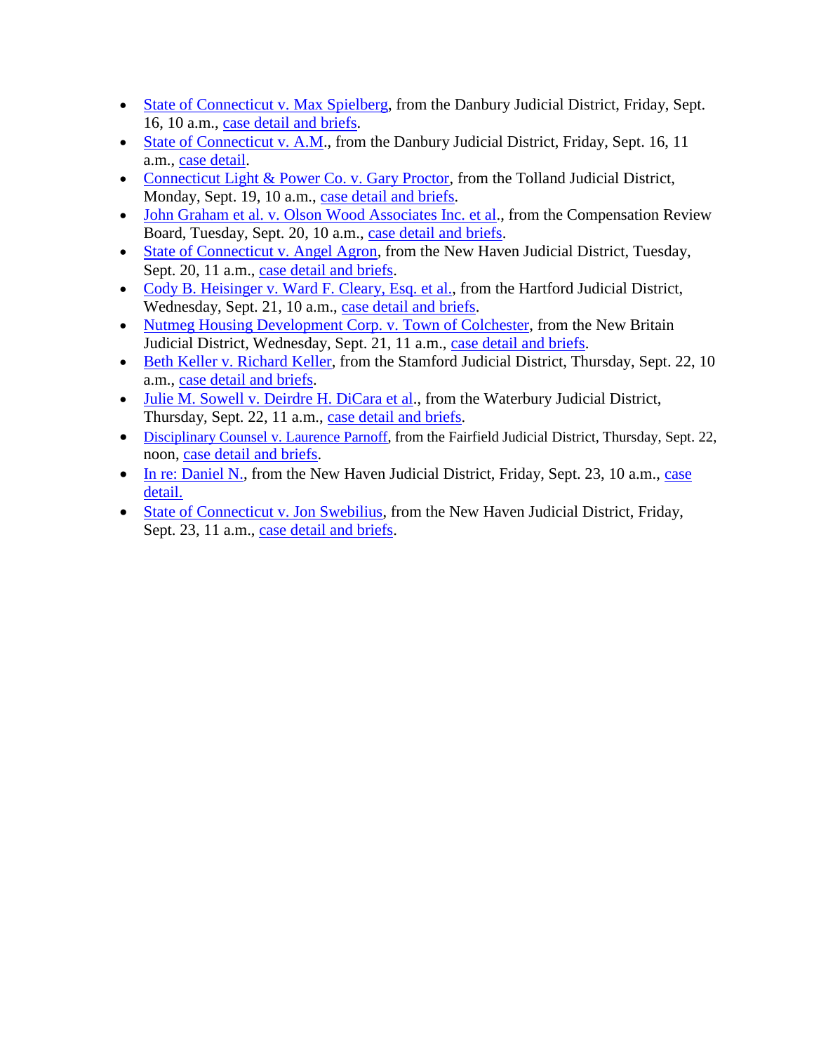- State of Connecticut v. Max Spielberg, from the Danbury Judicial District, Friday, Sept. 16, 10 a.m., case detail and briefs.
- State of Connecticut v. A.M., from the Danbury Judicial District, Friday, Sept. 16, 11 a.m., case detail.
- Connecticut Light & Power Co. v. Gary Proctor, from the Tolland Judicial District, Monday, Sept. 19, 10 a.m., case detail and briefs.
- John Graham et al. v. Olson Wood Associates Inc. et al., from the Compensation Review Board, Tuesday, Sept. 20, 10 a.m., case detail and briefs.
- State of Connecticut v. Angel Agron, from the New Haven Judicial District, Tuesday, Sept. 20, 11 a.m., case detail and briefs.
- Cody B. Heisinger v. Ward F. Cleary, Esq. et al., from the Hartford Judicial District, Wednesday, Sept. 21, 10 a.m., case detail and briefs.
- Nutmeg Housing Development Corp. v. Town of Colchester, from the New Britain Judicial District, Wednesday, Sept. 21, 11 a.m., case detail and briefs.
- Beth Keller v. Richard Keller, from the Stamford Judicial District, Thursday, Sept. 22, 10 a.m., case detail and briefs.
- Julie M. Sowell v. Deirdre H. DiCara et al., from the Waterbury Judicial District, Thursday, Sept. 22, 11 a.m., case detail and briefs.
- Disciplinary Counsel v. Laurence Parnoff, from the Fairfield Judicial District, Thursday, Sept. 22, noon, case detail and briefs.
- In re: Daniel N., from the New Haven Judicial District, Friday, Sept. 23, 10 a.m., case detail.
- State of Connecticut v. Jon Swebilius, from the New Haven Judicial District, Friday, Sept. 23, 11 a.m., case detail and briefs.